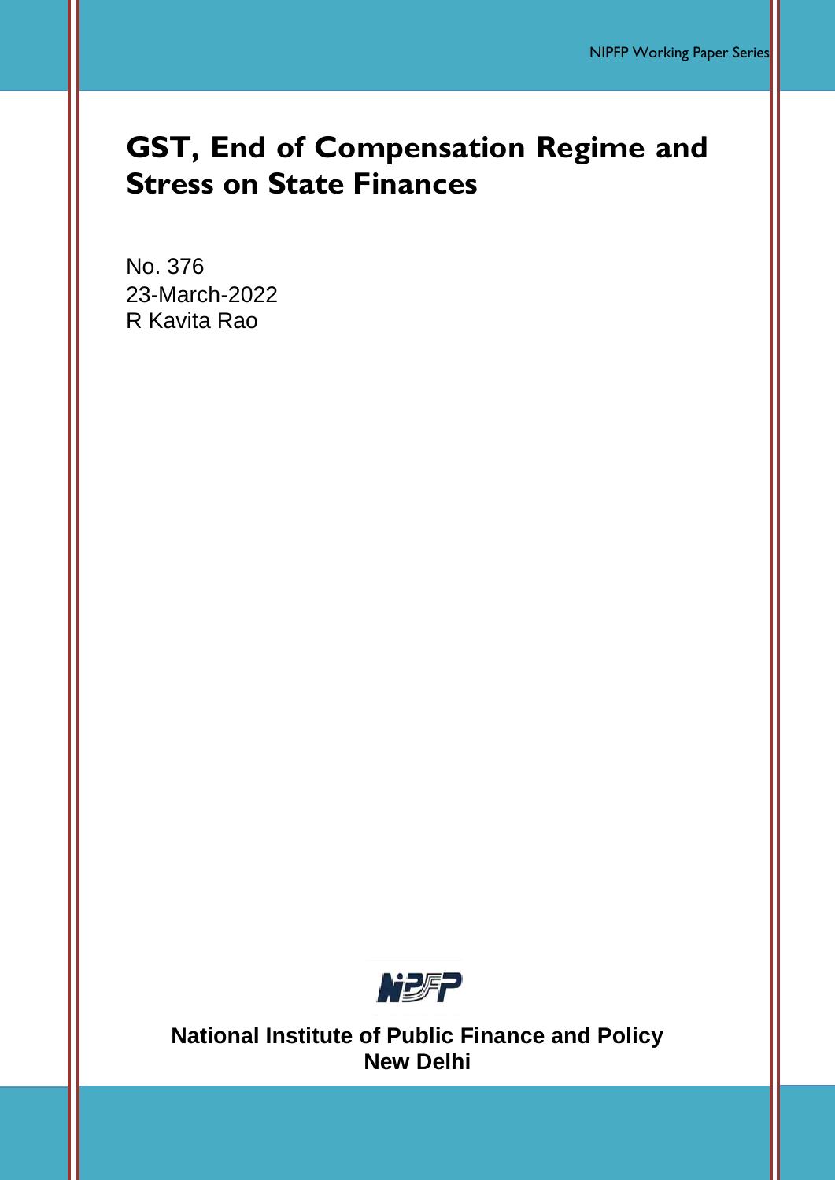# GST, End of Compensation Regime and Stress on State Finances

No. 376
23-March-2022
R Kavita Rao

**National Institute of Public Finance and Policy**
**New Delhi**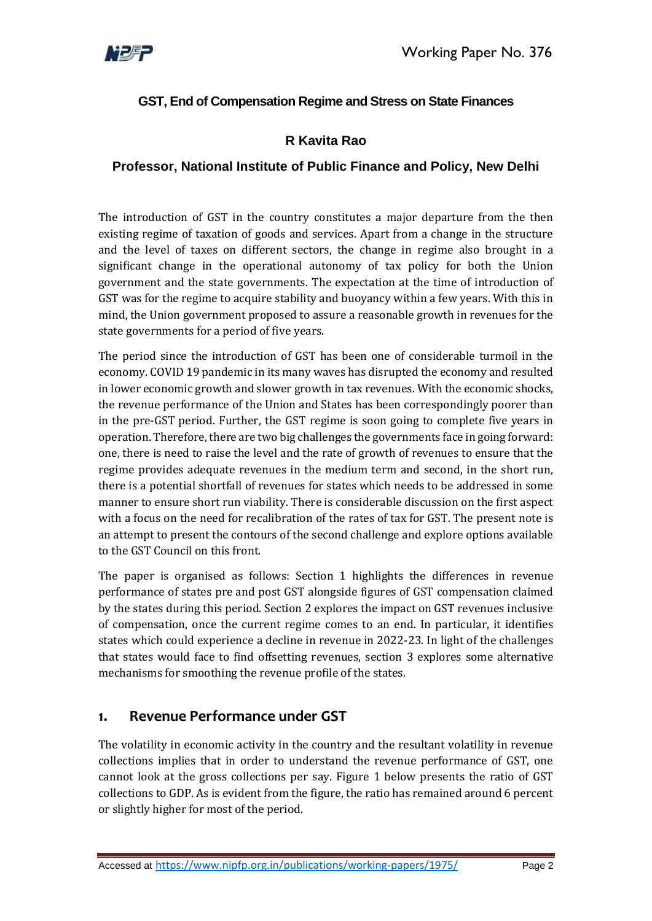## GST, End of Compensation Regime and Stress on State Finances

### R Kavita Rao

### Professor, National Institute of Public Finance and Policy, New Delhi

The introduction of GST in the country constitutes a major departure from the then existing regime of taxation of goods and services. Apart from a change in the structure and the level of taxes on different sectors, the change in regime also brought in a significant change in the operational autonomy of tax policy for both the Union government and the state governments. The expectation at the time of introduction of GST was for the regime to acquire stability and buoyancy within a few years. With this in mind, the Union government proposed to assure a reasonable growth in revenues for the state governments for a period of five years.

The period since the introduction of GST has been one of considerable turmoil in the economy. COVID 19 pandemic in its many waves has disrupted the economy and resulted in lower economic growth and slower growth in tax revenues. With the economic shocks, the revenue performance of the Union and States has been correspondingly poorer than in the pre-GST period. Further, the GST regime is soon going to complete five years in operation. Therefore, there are two big challenges the governments face in going forward: one, there is need to raise the level and the rate of growth of revenues to ensure that the regime provides adequate revenues in the medium term and second, in the short run, there is a potential shortfall of revenues for states which needs to be addressed in some manner to ensure short run viability. There is considerable discussion on the first aspect with a focus on the need for recalibration of the rates of tax for GST. The present note is an attempt to present the contours of the second challenge and explore options available to the GST Council on this front.

The paper is organised as follows: Section 1 highlights the differences in revenue performance of states pre and post GST alongside figures of GST compensation claimed by the states during this period. Section 2 explores the impact on GST revenues inclusive of compensation, once the current regime comes to an end. In particular, it identifies states which could experience a decline in revenue in 2022-23. In light of the challenges that states would face to find offsetting revenues, section 3 explores some alternative mechanisms for smoothing the revenue profile of the states.

## 1. Revenue Performance under GST

The volatility in economic activity in the country and the resultant volatility in revenue collections implies that in order to understand the revenue performance of GST, one cannot look at the gross collections per say. Figure 1 below presents the ratio of GST collections to GDP. As is evident from the figure, the ratio has remained around 6 percent or slightly higher for most of the period.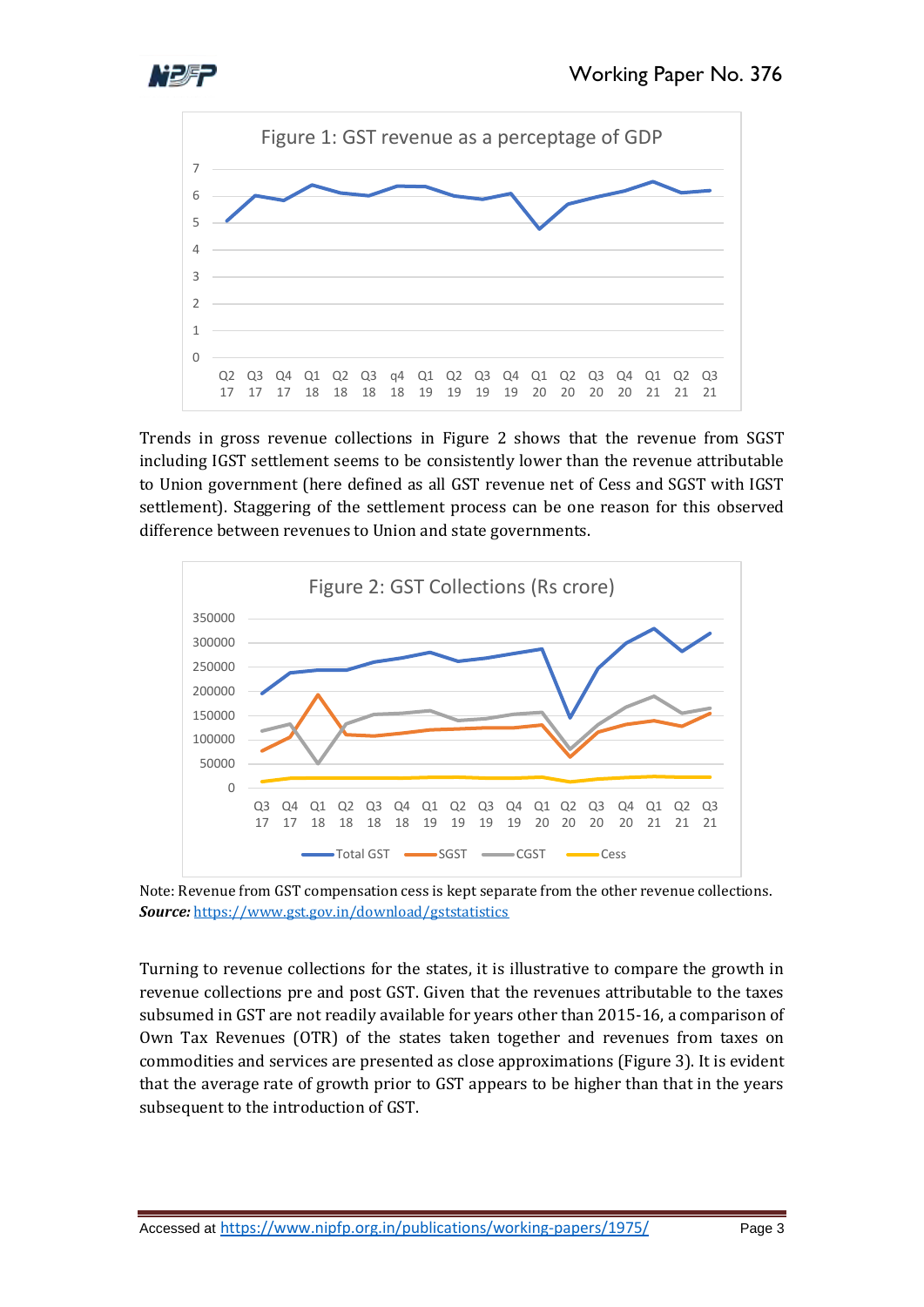Figure 1: GST revenue as a perceptage of GDP

Trends in gross revenue collections in Figure 2 shows that the revenue from SGST including IGST settlement seems to be consistently lower than the revenue attributable to Union government (here defined as all GST revenue net of Cess and SGST with IGST settlement). Staggering of the settlement process can be one reason for this observed difference between revenues to Union and state governments.

Figure 2: GST Collections (Rs crore)

Note: Revenue from GST compensation cess is kept separate from the other revenue collections.
***Source:*** https://www.gst.gov.in/download/gststatistics

Turning to revenue collections for the states, it is illustrative to compare the growth in revenue collections pre and post GST. Given that the revenues attributable to the taxes subsumed in GST are not readily available for years other than 2015-16, a comparison of Own Tax Revenues (OTR) of the states taken together and revenues from taxes on commodities and services are presented as close approximations (Figure 3). It is evident that the average rate of growth prior to GST appears to be higher than that in the years subsequent to the introduction of GST.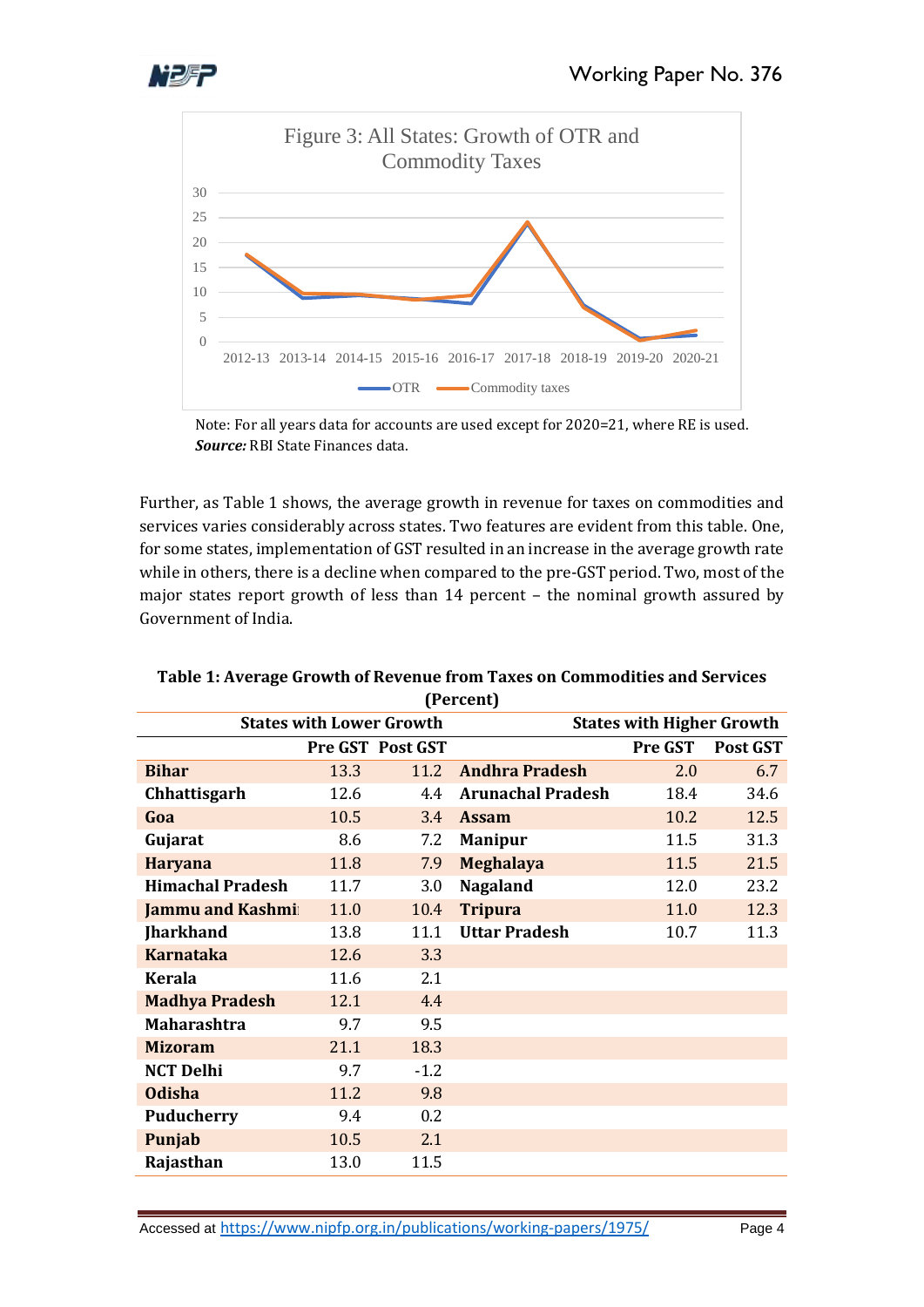Figure 3: All States: Growth of OTR and Commodity Taxes

Note: For all years data for accounts are used except for 2020=21, where RE is used.
***Source:*** RBI State Finances data.

Further, as Table 1 shows, the average growth in revenue for taxes on commodities and services varies considerably across states. Two features are evident from this table. One, for some states, implementation of GST resulted in an increase in the average growth rate while in others, there is a decline when compared to the pre-GST period. Two, most of the major states report growth of less than 14 percent – the nominal growth assured by Government of India.

**Table 1: Average Growth of Revenue from Taxes on Commodities and Services (Percent)**

| States with Lower Growth | | | States with Higher Growth | | |
|---|---|---|---|---|---|
| | **Pre GST** | **Post GST** | | **Pre GST** | **Post GST** |
| **Bihar** | 13.3 | 11.2 | **Andhra Pradesh** | 2.0 | 6.7 |
| **Chhattisgarh** | 12.6 | 4.4 | **Arunachal Pradesh** | 18.4 | 34.6 |
| **Goa** | 10.5 | 3.4 | **Assam** | 10.2 | 12.5 |
| **Gujarat** | 8.6 | 7.2 | **Manipur** | 11.5 | 31.3 |
| **Haryana** | 11.8 | 7.9 | **Meghalaya** | 11.5 | 21.5 |
| **Himachal Pradesh** | 11.7 | 3.0 | **Nagaland** | 12.0 | 23.2 |
| **Jammu and Kashmir** | 11.0 | 10.4 | **Tripura** | 11.0 | 12.3 |
| **Jharkhand** | 13.8 | 11.1 | **Uttar Pradesh** | 10.7 | 11.3 |
| **Karnataka** | 12.6 | 3.3 | | | |
| **Kerala** | 11.6 | 2.1 | | | |
| **Madhya Pradesh** | 12.1 | 4.4 | | | |
| **Maharashtra** | 9.7 | 9.5 | | | |
| **Mizoram** | 21.1 | 18.3 | | | |
| **NCT Delhi** | 9.7 | -1.2 | | | |
| **Odisha** | 11.2 | 9.8 | | | |
| **Puducherry** | 9.4 | 0.2 | | | |
| **Punjab** | 10.5 | 2.1 | | | |
| **Rajasthan** | 13.0 | 11.5 | | | |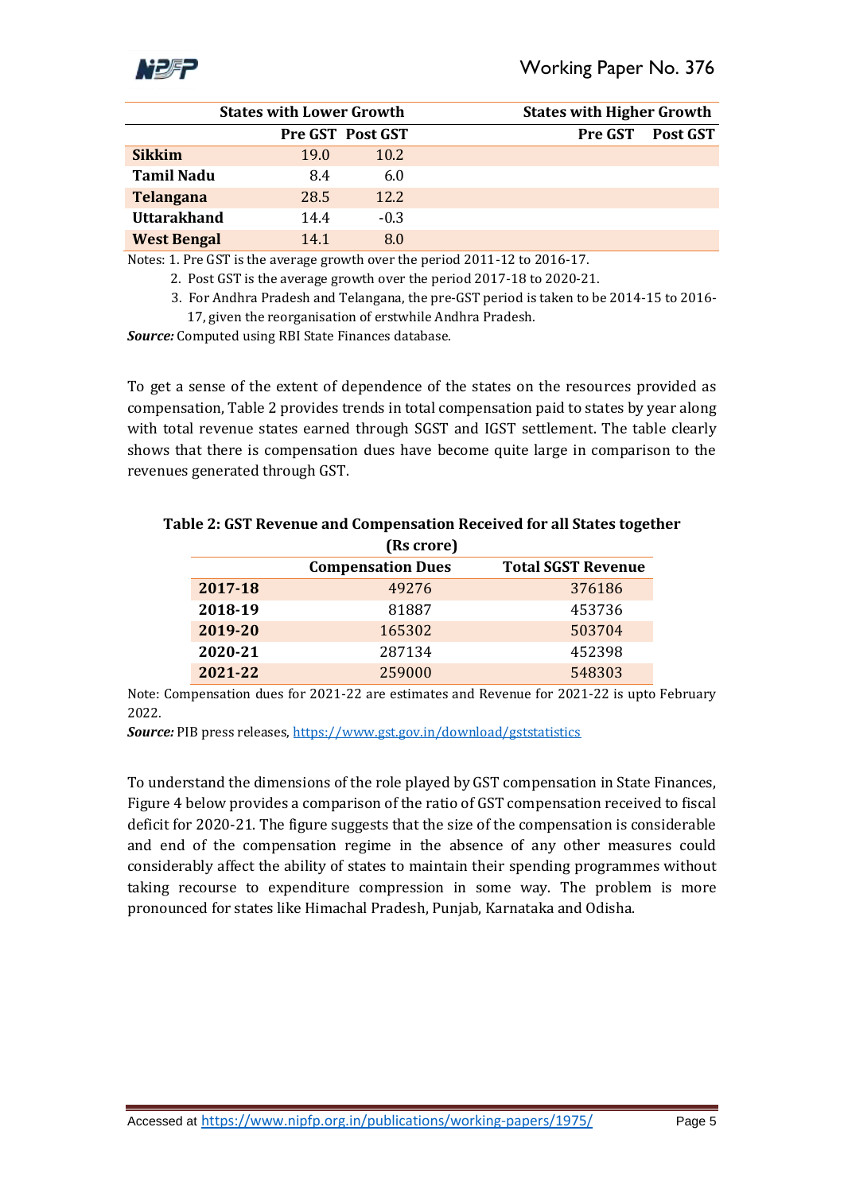| States with Lower Growth | | | States with Higher Growth | |
|---|---|---|---|---|
| | Pre GST | Post GST | Pre GST | Post GST |
| **Sikkim** | 19.0 | 10.2 | | |
| **Tamil Nadu** | 8.4 | 6.0 | | |
| **Telangana** | 28.5 | 12.2 | | |
| **Uttarakhand** | 14.4 | -0.3 | | |
| **West Bengal** | 14.1 | 8.0 | | |

Notes: 1. Pre GST is the average growth over the period 2011-12 to 2016-17.

2. Post GST is the average growth over the period 2017-18 to 2020-21.

3. For Andhra Pradesh and Telangana, the pre-GST period is taken to be 2014-15 to 2016-17, given the reorganisation of erstwhile Andhra Pradesh.

***Source:*** Computed using RBI State Finances database.

To get a sense of the extent of dependence of the states on the resources provided as compensation, Table 2 provides trends in total compensation paid to states by year along with total revenue states earned through SGST and IGST settlement. The table clearly shows that there is compensation dues have become quite large in comparison to the revenues generated through GST.

**Table 2: GST Revenue and Compensation Received for all States together (Rs crore)**

| | Compensation Dues | Total SGST Revenue |
|---|---|---|
| **2017-18** | 49276 | 376186 |
| **2018-19** | 81887 | 453736 |
| **2019-20** | 165302 | 503704 |
| **2020-21** | 287134 | 452398 |
| **2021-22** | 259000 | 548303 |

Note: Compensation dues for 2021-22 are estimates and Revenue for 2021-22 is upto February 2022.

***Source:*** PIB press releases, https://www.gst.gov.in/download/gststatistics

To understand the dimensions of the role played by GST compensation in State Finances, Figure 4 below provides a comparison of the ratio of GST compensation received to fiscal deficit for 2020-21. The figure suggests that the size of the compensation is considerable and end of the compensation regime in the absence of any other measures could considerably affect the ability of states to maintain their spending programmes without taking recourse to expenditure compression in some way. The problem is more pronounced for states like Himachal Pradesh, Punjab, Karnataka and Odisha.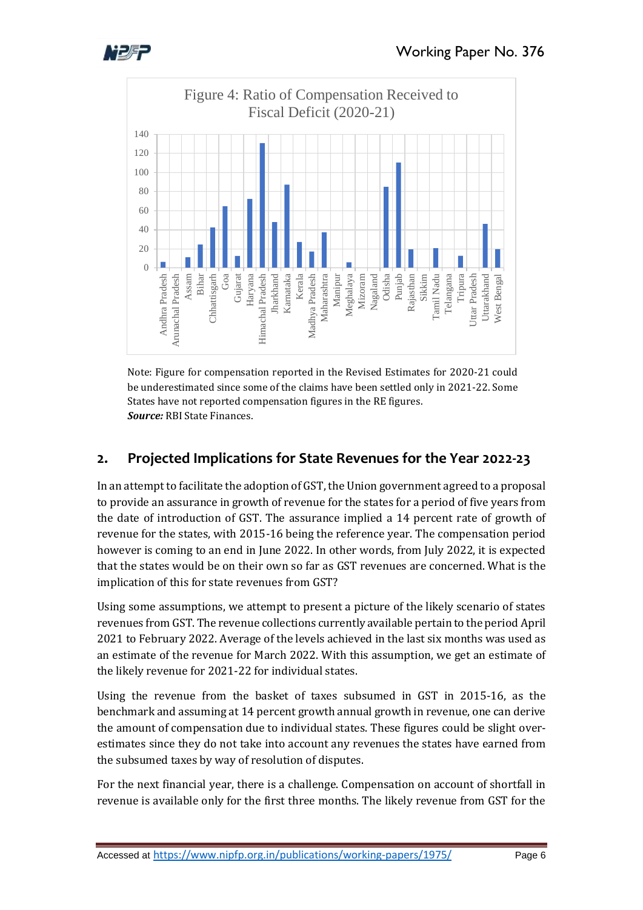Figure 4: Ratio of Compensation Received to Fiscal Deficit (2020-21)

Note: Figure for compensation reported in the Revised Estimates for 2020-21 could be underestimated since some of the claims have been settled only in 2021-22. Some States have not reported compensation figures in the RE figures.
***Source:*** RBI State Finances.

## 2. Projected Implications for State Revenues for the Year 2022-23

In an attempt to facilitate the adoption of GST, the Union government agreed to a proposal to provide an assurance in growth of revenue for the states for a period of five years from the date of introduction of GST. The assurance implied a 14 percent rate of growth of revenue for the states, with 2015-16 being the reference year. The compensation period however is coming to an end in June 2022. In other words, from July 2022, it is expected that the states would be on their own so far as GST revenues are concerned. What is the implication of this for state revenues from GST?

Using some assumptions, we attempt to present a picture of the likely scenario of states revenues from GST. The revenue collections currently available pertain to the period April 2021 to February 2022. Average of the levels achieved in the last six months was used as an estimate of the revenue for March 2022. With this assumption, we get an estimate of the likely revenue for 2021-22 for individual states.

Using the revenue from the basket of taxes subsumed in GST in 2015-16, as the benchmark and assuming at 14 percent growth annual growth in revenue, one can derive the amount of compensation due to individual states. These figures could be slight over-estimates since they do not take into account any revenues the states have earned from the subsumed taxes by way of resolution of disputes.

For the next financial year, there is a challenge. Compensation on account of shortfall in revenue is available only for the first three months. The likely revenue from GST for the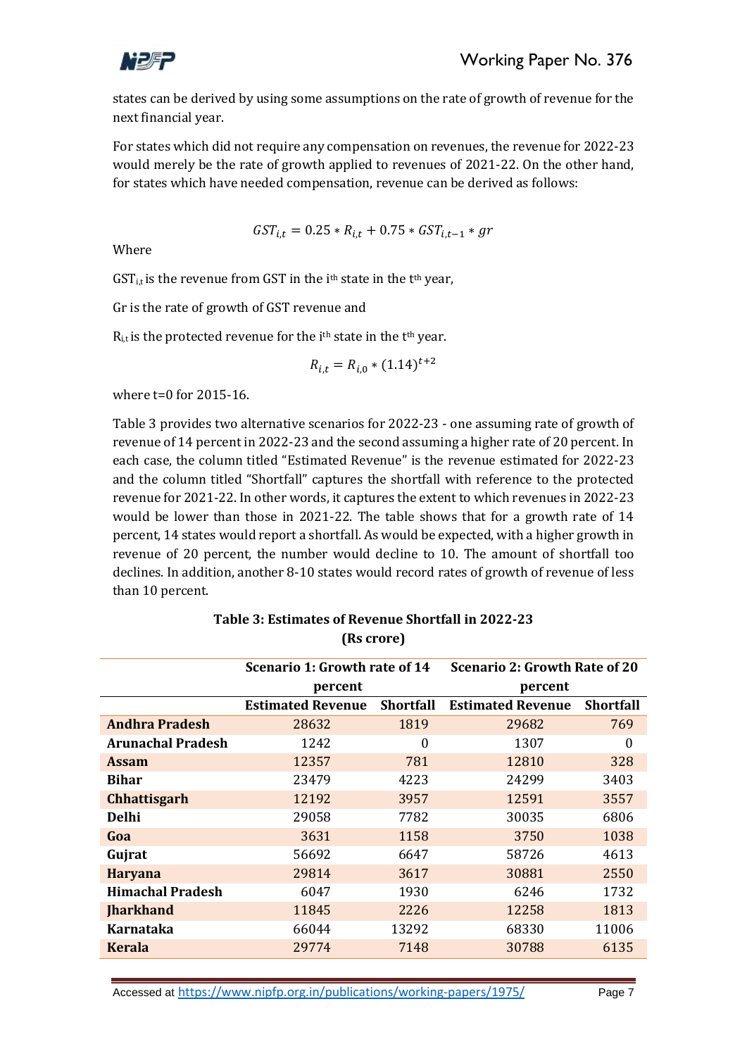states can be derived by using some assumptions on the rate of growth of revenue for the next financial year.

For states which did not require any compensation on revenues, the revenue for 2022-23 would merely be the rate of growth applied to revenues of 2021-22. On the other hand, for states which have needed compensation, revenue can be derived as follows:

$$GST_{i,t} = 0.25 * R_{i,t} + 0.75 * GST_{i,t-1} * gr$$

Where

$GST_{i,t}$ is the revenue from GST in the i[th] state in the t[th] year,

Gr is the rate of growth of GST revenue and

$R_{i,t}$ is the protected revenue for the i[th] state in the t[th] year.

$$R_{i,t} = R_{i,0} * (1.14)^{t+2}$$

where t=0 for 2015-16.

Table 3 provides two alternative scenarios for 2022-23 - one assuming rate of growth of revenue of 14 percent in 2022-23 and the second assuming a higher rate of 20 percent. In each case, the column titled "Estimated Revenue" is the revenue estimated for 2022-23 and the column titled "Shortfall" captures the shortfall with reference to the protected revenue for 2021-22. In other words, it captures the extent to which revenues in 2022-23 would be lower than those in 2021-22. The table shows that for a growth rate of 14 percent, 14 states would report a shortfall. As would be expected, with a higher growth in revenue of 20 percent, the number would decline to 10. The amount of shortfall too declines. In addition, another 8-10 states would record rates of growth of revenue of less than 10 percent.

**Table 3: Estimates of Revenue Shortfall in 2022-23 (Rs crore)**

| | Scenario 1: Growth rate of 14 percent | | Scenario 2: Growth Rate of 20 percent | |
|---|---|---|---|---|
| | **Estimated Revenue** | **Shortfall** | **Estimated Revenue** | **Shortfall** |
| **Andhra Pradesh** | 28632 | 1819 | 29682 | 769 |
| **Arunachal Pradesh** | 1242 | 0 | 1307 | 0 |
| **Assam** | 12357 | 781 | 12810 | 328 |
| **Bihar** | 23479 | 4223 | 24299 | 3403 |
| **Chhattisgarh** | 12192 | 3957 | 12591 | 3557 |
| **Delhi** | 29058 | 7782 | 30035 | 6806 |
| **Goa** | 3631 | 1158 | 3750 | 1038 |
| **Gujrat** | 56692 | 6647 | 58726 | 4613 |
| **Haryana** | 29814 | 3617 | 30881 | 2550 |
| **Himachal Pradesh** | 6047 | 1930 | 6246 | 1732 |
| **Jharkhand** | 11845 | 2226 | 12258 | 1813 |
| **Karnataka** | 66044 | 13292 | 68330 | 11006 |
| **Kerala** | 29774 | 7148 | 30788 | 6135 |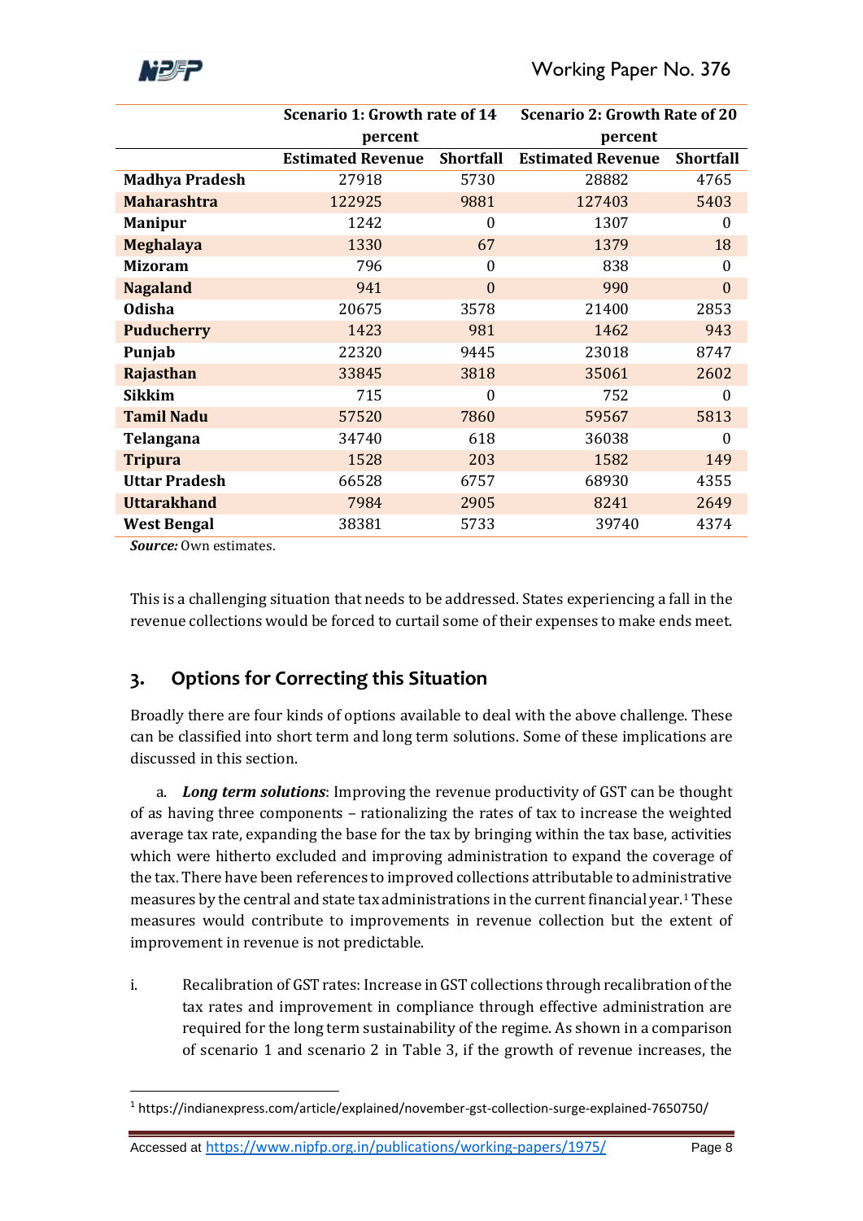| | Scenario 1: Growth rate of 14 percent | | Scenario 2: Growth Rate of 20 percent | |
|---|---|---|---|---|
| | **Estimated Revenue** | **Shortfall** | **Estimated Revenue** | **Shortfall** |
| **Madhya Pradesh** | 27918 | 5730 | 28882 | 4765 |
| **Maharashtra** | 122925 | 9881 | 127403 | 5403 |
| **Manipur** | 1242 | 0 | 1307 | 0 |
| **Meghalaya** | 1330 | 67 | 1379 | 18 |
| **Mizoram** | 796 | 0 | 838 | 0 |
| **Nagaland** | 941 | 0 | 990 | 0 |
| **Odisha** | 20675 | 3578 | 21400 | 2853 |
| **Puducherry** | 1423 | 981 | 1462 | 943 |
| **Punjab** | 22320 | 9445 | 23018 | 8747 |
| **Rajasthan** | 33845 | 3818 | 35061 | 2602 |
| **Sikkim** | 715 | 0 | 752 | 0 |
| **Tamil Nadu** | 57520 | 7860 | 59567 | 5813 |
| **Telangana** | 34740 | 618 | 36038 | 0 |
| **Tripura** | 1528 | 203 | 1582 | 149 |
| **Uttar Pradesh** | 66528 | 6757 | 68930 | 4355 |
| **Uttarakhand** | 7984 | 2905 | 8241 | 2649 |
| **West Bengal** | 38381 | 5733 | 39740 | 4374 |

***Source:*** Own estimates.

This is a challenging situation that needs to be addressed. States experiencing a fall in the revenue collections would be forced to curtail some of their expenses to make ends meet.

## 3. Options for Correcting this Situation

Broadly there are four kinds of options available to deal with the above challenge. These can be classified into short term and long term solutions. Some of these implications are discussed in this section.

a. ***Long term solutions***: Improving the revenue productivity of GST can be thought of as having three components – rationalizing the rates of tax to increase the weighted average tax rate, expanding the base for the tax by bringing within the tax base, activities which were hitherto excluded and improving administration to expand the coverage of the tax. There have been references to improved collections attributable to administrative measures by the central and state tax administrations in the current financial year.[1] These measures would contribute to improvements in revenue collection but the extent of improvement in revenue is not predictable.

i. Recalibration of GST rates: Increase in GST collections through recalibration of the tax rates and improvement in compliance through effective administration are required for the long term sustainability of the regime. As shown in a comparison of scenario 1 and scenario 2 in Table 3, if the growth of revenue increases, the

[1] https://indianexpress.com/article/explained/november-gst-collection-surge-explained-7650750/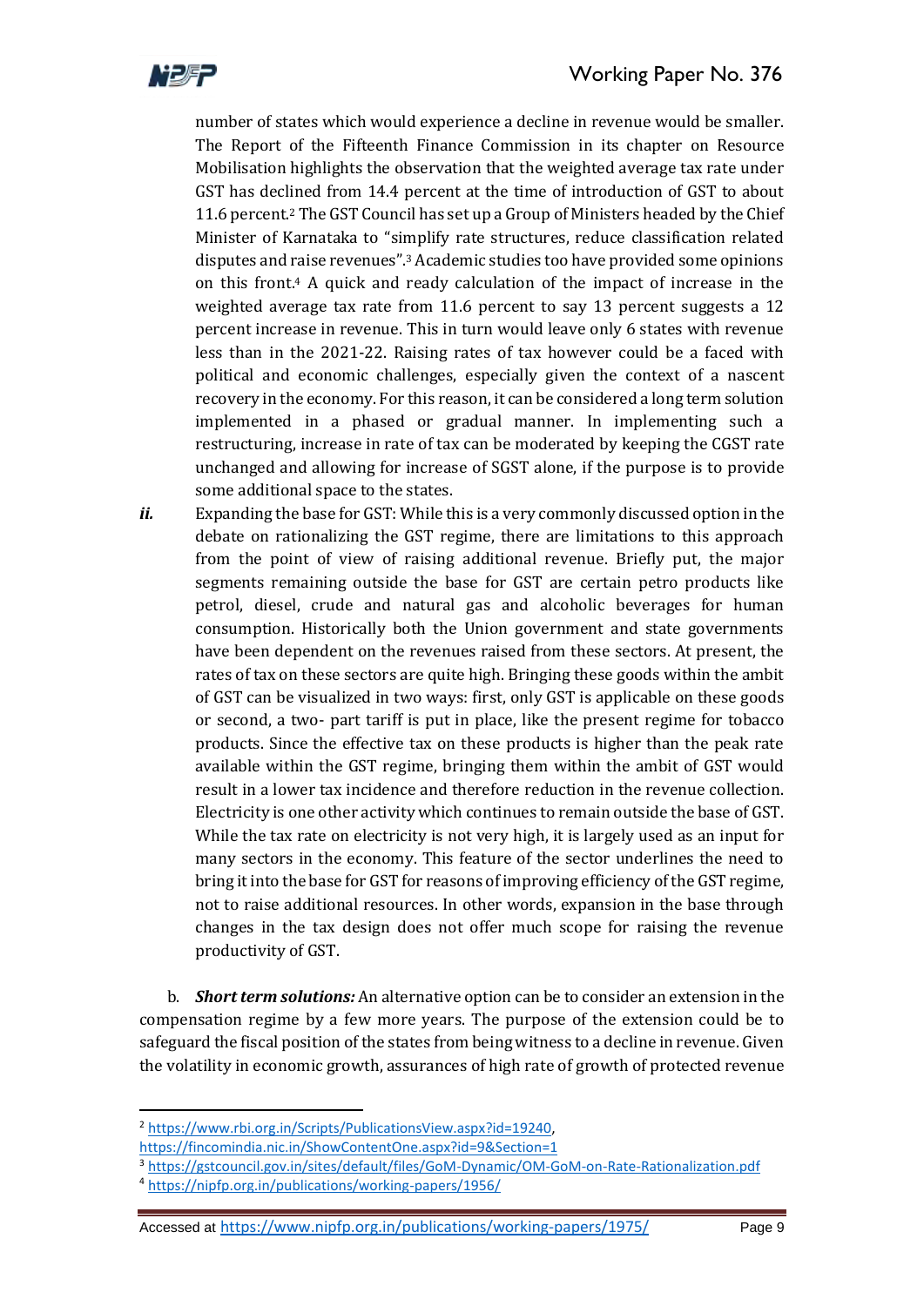number of states which would experience a decline in revenue would be smaller. The Report of the Fifteenth Finance Commission in its chapter on Resource Mobilisation highlights the observation that the weighted average tax rate under GST has declined from 14.4 percent at the time of introduction of GST to about 11.6 percent.[2] The GST Council has set up a Group of Ministers headed by the Chief Minister of Karnataka to "simplify rate structures, reduce classification related disputes and raise revenues".[3] Academic studies too have provided some opinions on this front.[4] A quick and ready calculation of the impact of increase in the weighted average tax rate from 11.6 percent to say 13 percent suggests a 12 percent increase in revenue. This in turn would leave only 6 states with revenue less than in the 2021-22. Raising rates of tax however could be a faced with political and economic challenges, especially given the context of a nascent recovery in the economy. For this reason, it can be considered a long term solution implemented in a phased or gradual manner. In implementing such a restructuring, increase in rate of tax can be moderated by keeping the CGST rate unchanged and allowing for increase of SGST alone, if the purpose is to provide some additional space to the states.

***ii.*** Expanding the base for GST: While this is a very commonly discussed option in the debate on rationalizing the GST regime, there are limitations to this approach from the point of view of raising additional revenue. Briefly put, the major segments remaining outside the base for GST are certain petro products like petrol, diesel, crude and natural gas and alcoholic beverages for human consumption. Historically both the Union government and state governments have been dependent on the revenues raised from these sectors. At present, the rates of tax on these sectors are quite high. Bringing these goods within the ambit of GST can be visualized in two ways: first, only GST is applicable on these goods or second, a two- part tariff is put in place, like the present regime for tobacco products. Since the effective tax on these products is higher than the peak rate available within the GST regime, bringing them within the ambit of GST would result in a lower tax incidence and therefore reduction in the revenue collection. Electricity is one other activity which continues to remain outside the base of GST. While the tax rate on electricity is not very high, it is largely used as an input for many sectors in the economy. This feature of the sector underlines the need to bring it into the base for GST for reasons of improving efficiency of the GST regime, not to raise additional resources. In other words, expansion in the base through changes in the tax design does not offer much scope for raising the revenue productivity of GST.

b. ***Short term solutions:*** An alternative option can be to consider an extension in the compensation regime by a few more years. The purpose of the extension could be to safeguard the fiscal position of the states from being witness to a decline in revenue. Given the volatility in economic growth, assurances of high rate of growth of protected revenue

---

[2] https://www.rbi.org.in/Scripts/PublicationsView.aspx?id=19240, https://fincomindia.nic.in/ShowContentOne.aspx?id=9&Section=1

[3] https://gstcouncil.gov.in/sites/default/files/GoM-Dynamic/OM-GoM-on-Rate-Rationalization.pdf

[4] https://nipfp.org.in/publications/working-papers/1956/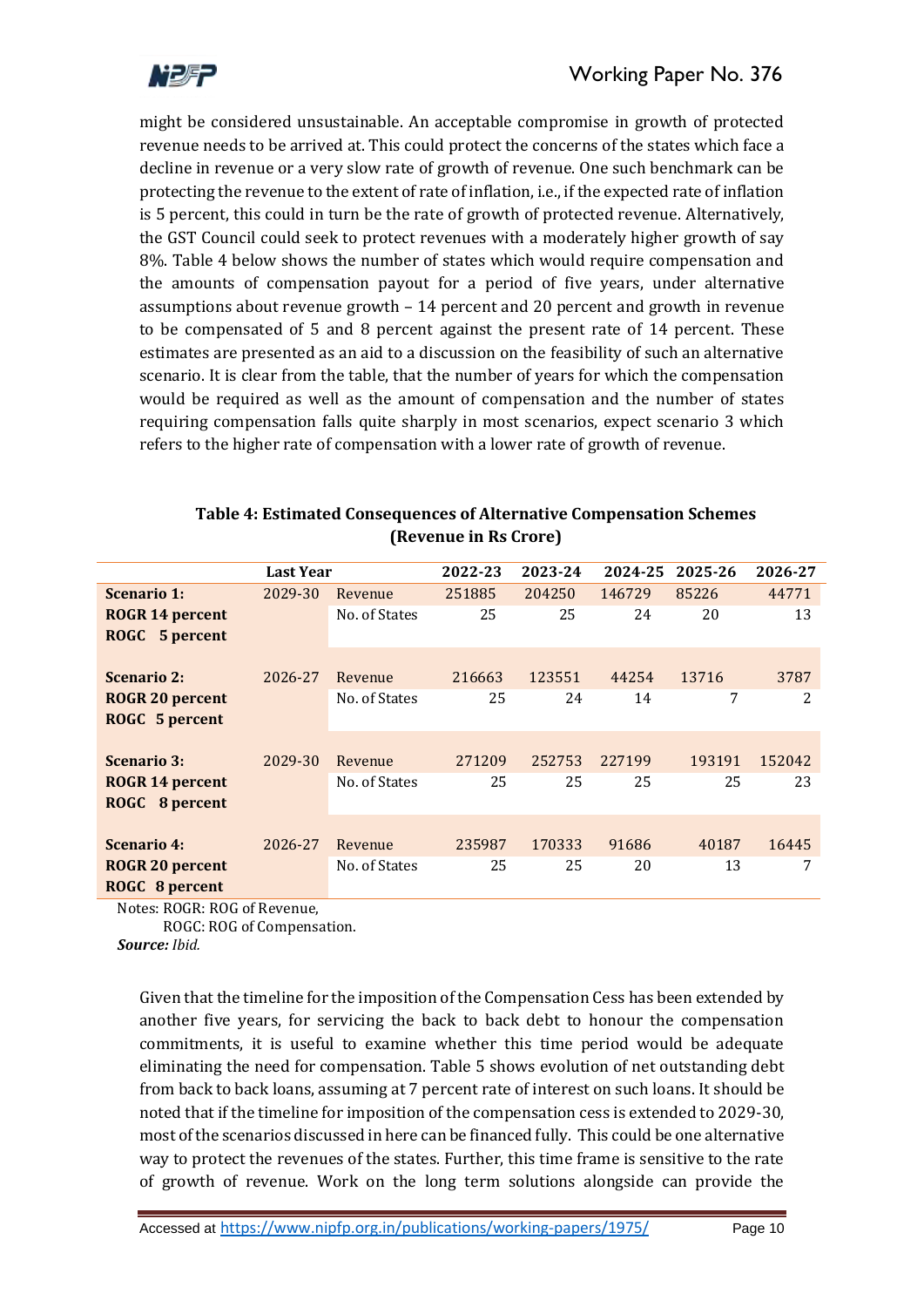might be considered unsustainable. An acceptable compromise in growth of protected revenue needs to be arrived at. This could protect the concerns of the states which face a decline in revenue or a very slow rate of growth of revenue. One such benchmark can be protecting the revenue to the extent of rate of inflation, i.e., if the expected rate of inflation is 5 percent, this could in turn be the rate of growth of protected revenue. Alternatively, the GST Council could seek to protect revenues with a moderately higher growth of say 8%. Table 4 below shows the number of states which would require compensation and the amounts of compensation payout for a period of five years, under alternative assumptions about revenue growth – 14 percent and 20 percent and growth in revenue to be compensated of 5 and 8 percent against the present rate of 14 percent. These estimates are presented as an aid to a discussion on the feasibility of such an alternative scenario. It is clear from the table, that the number of years for which the compensation would be required as well as the amount of compensation and the number of states requiring compensation falls quite sharply in most scenarios, expect scenario 3 which refers to the higher rate of compensation with a lower rate of growth of revenue.

**Table 4: Estimated Consequences of Alternative Compensation Schemes (Revenue in Rs Crore)**

| | Last Year | | 2022-23 | 2023-24 | 2024-25 | 2025-26 | 2026-27 |
|---|---|---|---|---|---|---|---|
| **Scenario 1: ROGR 14 percent ROGC 5 percent** | 2029-30 | Revenue | 251885 | 204250 | 146729 | 85226 | 44771 |
| | | No. of States | 25 | 25 | 24 | 20 | 13 |
| **Scenario 2: ROGR 20 percent ROGC 5 percent** | 2026-27 | Revenue | 216663 | 123551 | 44254 | 13716 | 3787 |
| | | No. of States | 25 | 24 | 14 | 7 | 2 |
| **Scenario 3: ROGR 14 percent ROGC 8 percent** | 2029-30 | Revenue | 271209 | 252753 | 227199 | 193191 | 152042 |
| | | No. of States | 25 | 25 | 25 | 25 | 23 |
| **Scenario 4: ROGR 20 percent ROGC 8 percent** | 2026-27 | Revenue | 235987 | 170333 | 91686 | 40187 | 16445 |
| | | No. of States | 25 | 25 | 20 | 13 | 7 |

Notes: ROGR: ROG of Revenue,
ROGC: ROG of Compensation.

***Source:*** *Ibid.*

Given that the timeline for the imposition of the Compensation Cess has been extended by another five years, for servicing the back to back debt to honour the compensation commitments, it is useful to examine whether this time period would be adequate eliminating the need for compensation. Table 5 shows evolution of net outstanding debt from back to back loans, assuming at 7 percent rate of interest on such loans. It should be noted that if the timeline for imposition of the compensation cess is extended to 2029-30, most of the scenarios discussed in here can be financed fully. This could be one alternative way to protect the revenues of the states. Further, this time frame is sensitive to the rate of growth of revenue. Work on the long term solutions alongside can provide the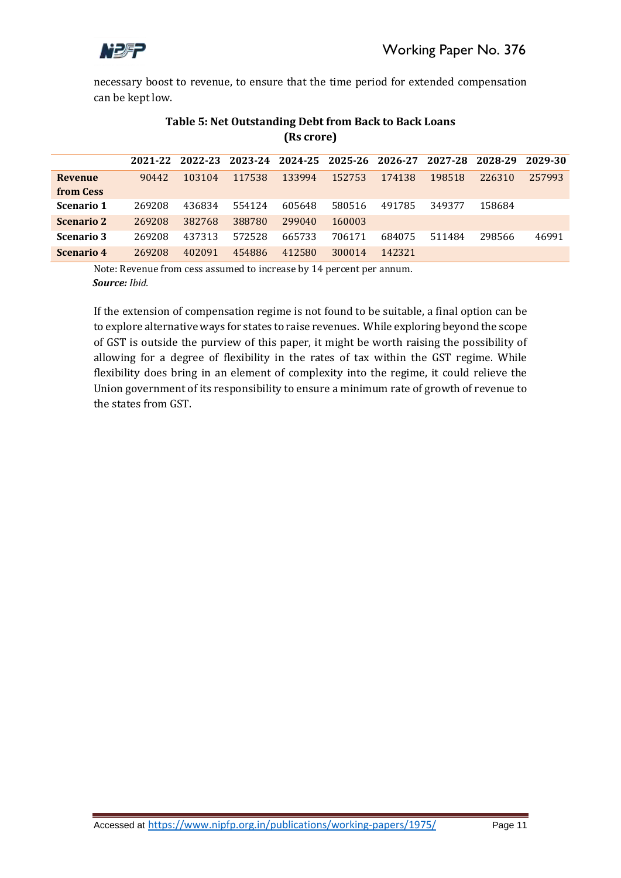necessary boost to revenue, to ensure that the time period for extended compensation can be kept low.

**Table 5: Net Outstanding Debt from Back to Back Loans (Rs crore)**

| | 2021-22 | 2022-23 | 2023-24 | 2024-25 | 2025-26 | 2026-27 | 2027-28 | 2028-29 | 2029-30 |
|---|---|---|---|---|---|---|---|---|---|
| **Revenue from Cess** | 90442 | 103104 | 117538 | 133994 | 152753 | 174138 | 198518 | 226310 | 257993 |
| **Scenario 1** | 269208 | 436834 | 554124 | 605648 | 580516 | 491785 | 349377 | 158684 | |
| **Scenario 2** | 269208 | 382768 | 388780 | 299040 | 160003 | | | | |
| **Scenario 3** | 269208 | 437313 | 572528 | 665733 | 706171 | 684075 | 511484 | 298566 | 46991 |
| **Scenario 4** | 269208 | 402091 | 454886 | 412580 | 300014 | 142321 | | | |

Note: Revenue from cess assumed to increase by 14 percent per annum.
***Source:*** *Ibid.*

If the extension of compensation regime is not found to be suitable, a final option can be to explore alternative ways for states to raise revenues. While exploring beyond the scope of GST is outside the purview of this paper, it might be worth raising the possibility of allowing for a degree of flexibility in the rates of tax within the GST regime. While flexibility does bring in an element of complexity into the regime, it could relieve the Union government of its responsibility to ensure a minimum rate of growth of revenue to the states from GST.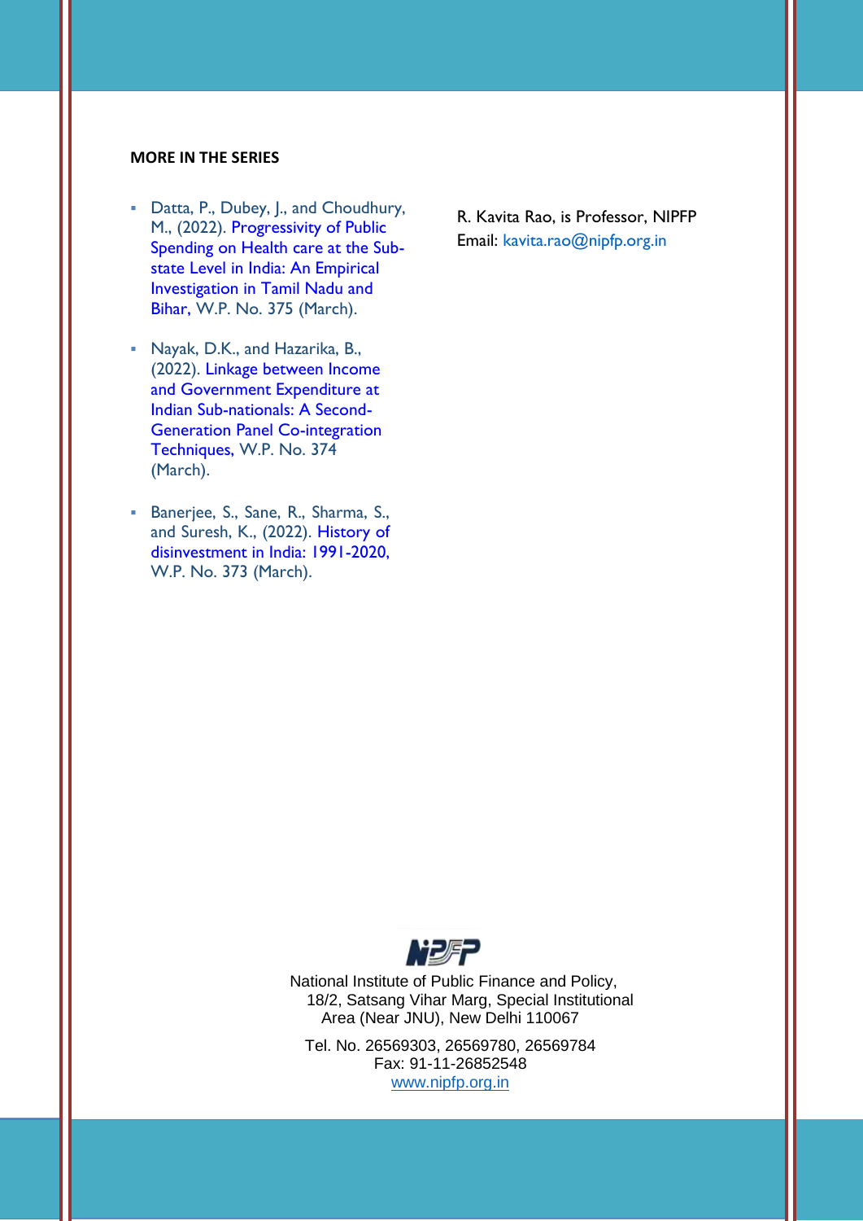**MORE IN THE SERIES**

- Datta, P., Dubey, J., and Choudhury, M., (2022). Progressivity of Public Spending on Health care at the Sub-state Level in India: An Empirical Investigation in Tamil Nadu and Bihar, W.P. No. 375 (March).
- Nayak, D.K., and Hazarika, B., (2022). Linkage between Income and Government Expenditure at Indian Sub-nationals: A Second-Generation Panel Co-integration Techniques, W.P. No. 374 (March).
- Banerjee, S., Sane, R., Sharma, S., and Suresh, K., (2022). History of disinvestment in India: 1991-2020, W.P. No. 373 (March).

R. Kavita Rao, is Professor, NIPFP
Email: kavita.rao@nipfp.org.in

National Institute of Public Finance and Policy,
18/2, Satsang Vihar Marg, Special Institutional Area (Near JNU), New Delhi 110067

Tel. No. 26569303, 26569780, 26569784
Fax: 91-11-26852548
www.nipfp.org.in